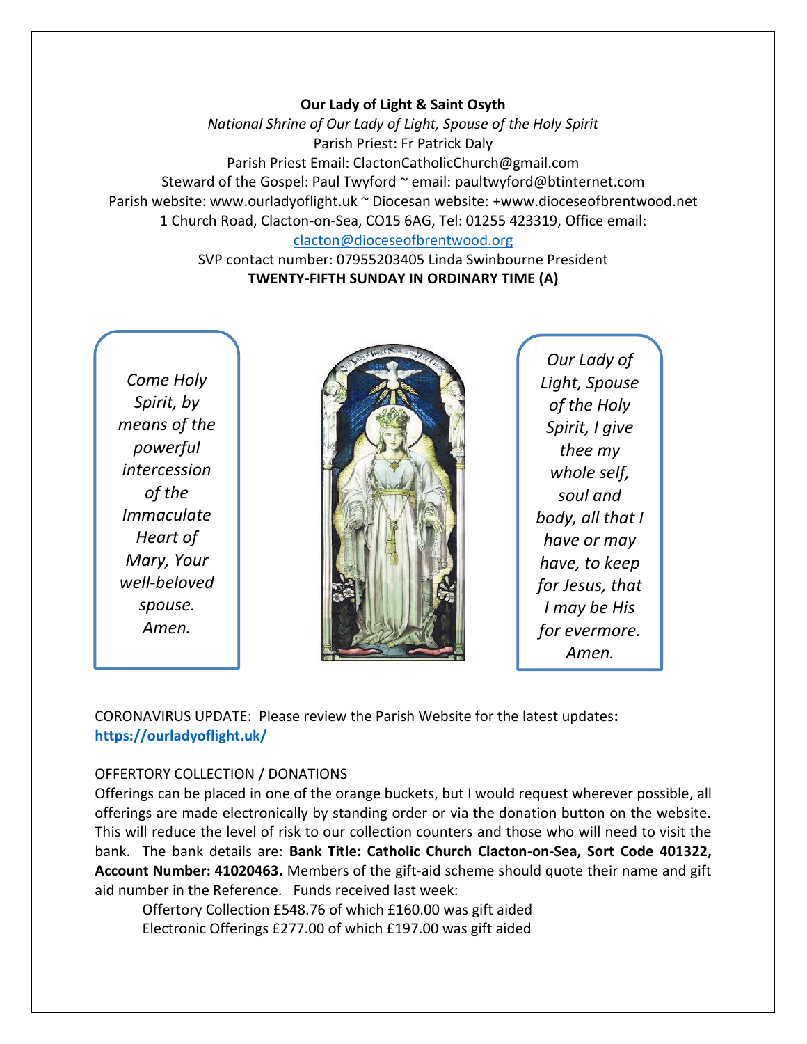**Our Lady of Light & Saint Osyth**

*National Shrine of Our Lady of Light, Spouse of the Holy Spirit*

Parish Priest: Fr Patrick Daly

Parish Priest Email: ClactonCatholicChurch@gmail.com

Steward of the Gospel: Paul Twyford ~ email: paultwyford@btinternet.com

Parish website: www.ourladyoflight.uk ~ Diocesan website: +www.dioceseofbrentwood.net

1 Church Road, Clacton-on-Sea, CO15 6AG, Tel: 01255 423319, Office email: clacton@dioceseofbrentwood.org

SVP contact number: 07955203405 Linda Swinbourne President

**TWENTY-FIFTH SUNDAY IN ORDINARY TIME (A)**

*Come Holy Spirit, by means of the powerful intercession of the Immaculate Heart of Mary, Your well-beloved spouse. Amen.*

*Our Lady of Light, Spouse of the Holy Spirit, I give thee my whole self, soul and body, all that I have or may have, to keep for Jesus, that I may be His for evermore. Amen.*

CORONAVIRUS UPDATE: Please review the Parish Website for the latest updates**:** **https://ourladyoflight.uk/**

OFFERTORY COLLECTION / DONATIONS

Offerings can be placed in one of the orange buckets, but I would request wherever possible, all offerings are made electronically by standing order or via the donation button on the website. This will reduce the level of risk to our collection counters and those who will need to visit the bank. The bank details are: **Bank Title: Catholic Church Clacton-on-Sea, Sort Code 401322, Account Number: 41020463.** Members of the gift-aid scheme should quote their name and gift aid number in the Reference. Funds received last week:

Offertory Collection £548.76 of which £160.00 was gift aided

Electronic Offerings £277.00 of which £197.00 was gift aided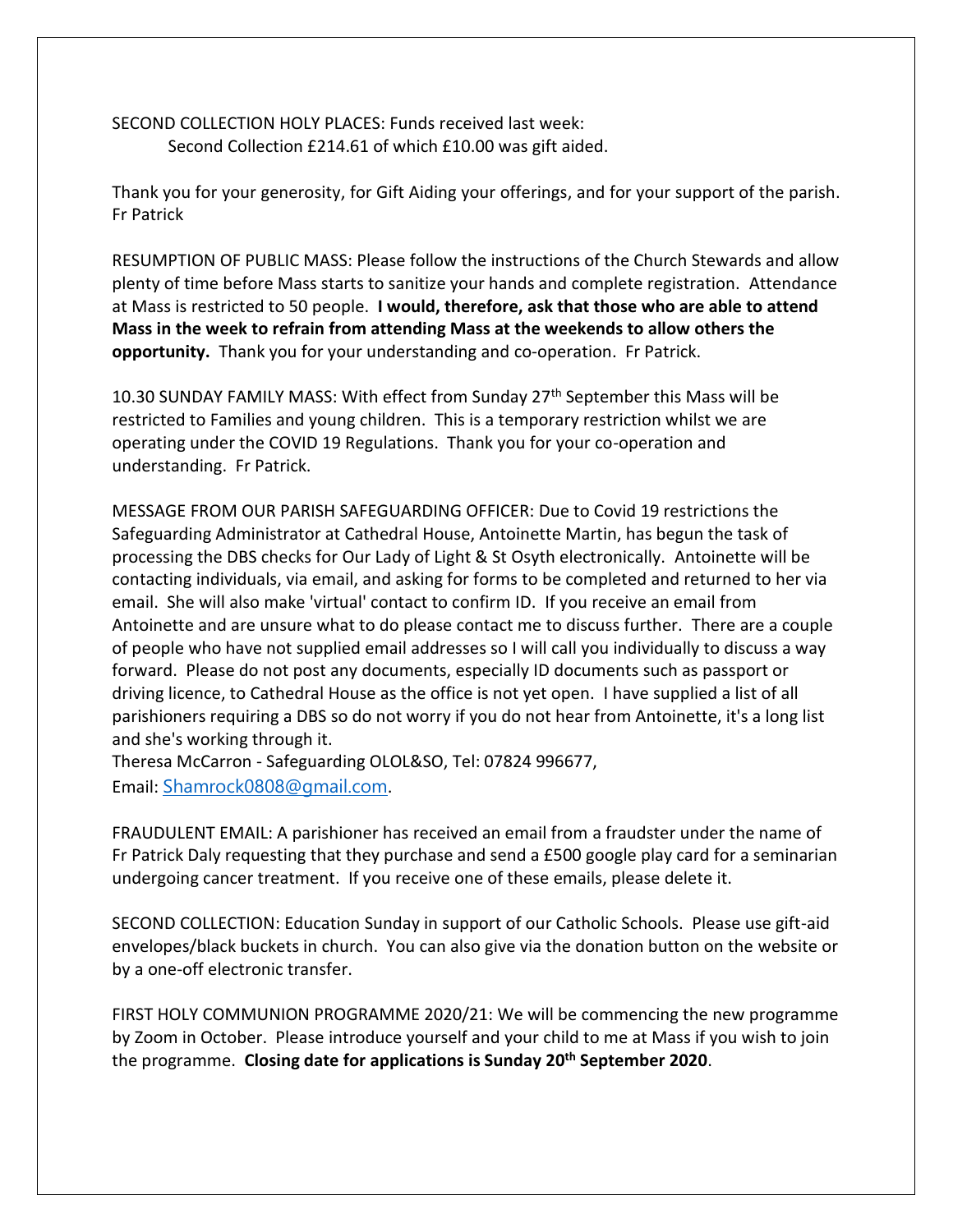SECOND COLLECTION HOLY PLACES: Funds received last week:

Second Collection £214.61 of which £10.00 was gift aided.

Thank you for your generosity, for Gift Aiding your offerings, and for your support of the parish.
Fr Patrick

RESUMPTION OF PUBLIC MASS: Please follow the instructions of the Church Stewards and allow plenty of time before Mass starts to sanitize your hands and complete registration. Attendance at Mass is restricted to 50 people. **I would, therefore, ask that those who are able to attend Mass in the week to refrain from attending Mass at the weekends to allow others the opportunity.** Thank you for your understanding and co-operation. Fr Patrick.

10.30 SUNDAY FAMILY MASS: With effect from Sunday 27th September this Mass will be restricted to Families and young children. This is a temporary restriction whilst we are operating under the COVID 19 Regulations. Thank you for your co-operation and understanding. Fr Patrick.

MESSAGE FROM OUR PARISH SAFEGUARDING OFFICER: Due to Covid 19 restrictions the Safeguarding Administrator at Cathedral House, Antoinette Martin, has begun the task of processing the DBS checks for Our Lady of Light & St Osyth electronically. Antoinette will be contacting individuals, via email, and asking for forms to be completed and returned to her via email. She will also make 'virtual' contact to confirm ID. If you receive an email from Antoinette and are unsure what to do please contact me to discuss further. There are a couple of people who have not supplied email addresses so I will call you individually to discuss a way forward. Please do not post any documents, especially ID documents such as passport or driving licence, to Cathedral House as the office is not yet open. I have supplied a list of all parishioners requiring a DBS so do not worry if you do not hear from Antoinette, it's a long list and she's working through it.
Theresa McCarron - Safeguarding OLOL&SO, Tel: 07824 996677,
Email: Shamrock0808@gmail.com.

FRAUDULENT EMAIL: A parishioner has received an email from a fraudster under the name of Fr Patrick Daly requesting that they purchase and send a £500 google play card for a seminarian undergoing cancer treatment. If you receive one of these emails, please delete it.

SECOND COLLECTION: Education Sunday in support of our Catholic Schools. Please use gift-aid envelopes/black buckets in church. You can also give via the donation button on the website or by a one-off electronic transfer.

FIRST HOLY COMMUNION PROGRAMME 2020/21: We will be commencing the new programme by Zoom in October. Please introduce yourself and your child to me at Mass if you wish to join the programme. **Closing date for applications is Sunday 20th September 2020**.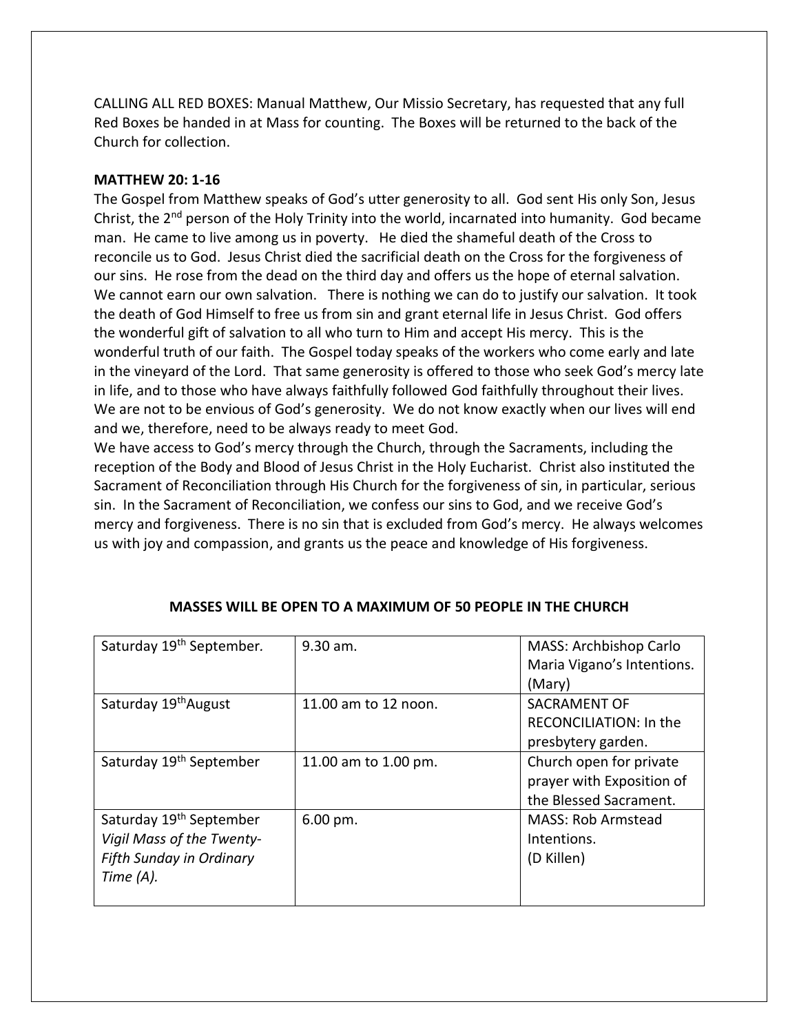CALLING ALL RED BOXES: Manual Matthew, Our Missio Secretary, has requested that any full Red Boxes be handed in at Mass for counting. The Boxes will be returned to the back of the Church for collection.

**MATTHEW 20: 1-16**

The Gospel from Matthew speaks of God's utter generosity to all. God sent His only Son, Jesus Christ, the 2nd person of the Holy Trinity into the world, incarnated into humanity. God became man. He came to live among us in poverty. He died the shameful death of the Cross to reconcile us to God. Jesus Christ died the sacrificial death on the Cross for the forgiveness of our sins. He rose from the dead on the third day and offers us the hope of eternal salvation. We cannot earn our own salvation. There is nothing we can do to justify our salvation. It took the death of God Himself to free us from sin and grant eternal life in Jesus Christ. God offers the wonderful gift of salvation to all who turn to Him and accept His mercy. This is the wonderful truth of our faith. The Gospel today speaks of the workers who come early and late in the vineyard of the Lord. That same generosity is offered to those who seek God's mercy late in life, and to those who have always faithfully followed God faithfully throughout their lives. We are not to be envious of God's generosity. We do not know exactly when our lives will end and we, therefore, need to be always ready to meet God.

We have access to God's mercy through the Church, through the Sacraments, including the reception of the Body and Blood of Jesus Christ in the Holy Eucharist. Christ also instituted the Sacrament of Reconciliation through His Church for the forgiveness of sin, in particular, serious sin. In the Sacrament of Reconciliation, we confess our sins to God, and we receive God's mercy and forgiveness. There is no sin that is excluded from God's mercy. He always welcomes us with joy and compassion, and grants us the peace and knowledge of His forgiveness.

**MASSES WILL BE OPEN TO A MAXIMUM OF 50 PEOPLE IN THE CHURCH**

| | | |
|---|---|---|
| Saturday 19th September. | 9.30 am. | MASS: Archbishop Carlo Maria Vigano's Intentions. (Mary) |
| Saturday 19th August | 11.00 am to 12 noon. | SACRAMENT OF RECONCILIATION: In the presbytery garden. |
| Saturday 19th September | 11.00 am to 1.00 pm. | Church open for private prayer with Exposition of the Blessed Sacrament. |
| Saturday 19th September *Vigil Mass of the Twenty-Fifth Sunday in Ordinary Time (A).* | 6.00 pm. | MASS: Rob Armstead Intentions. (D Killen) |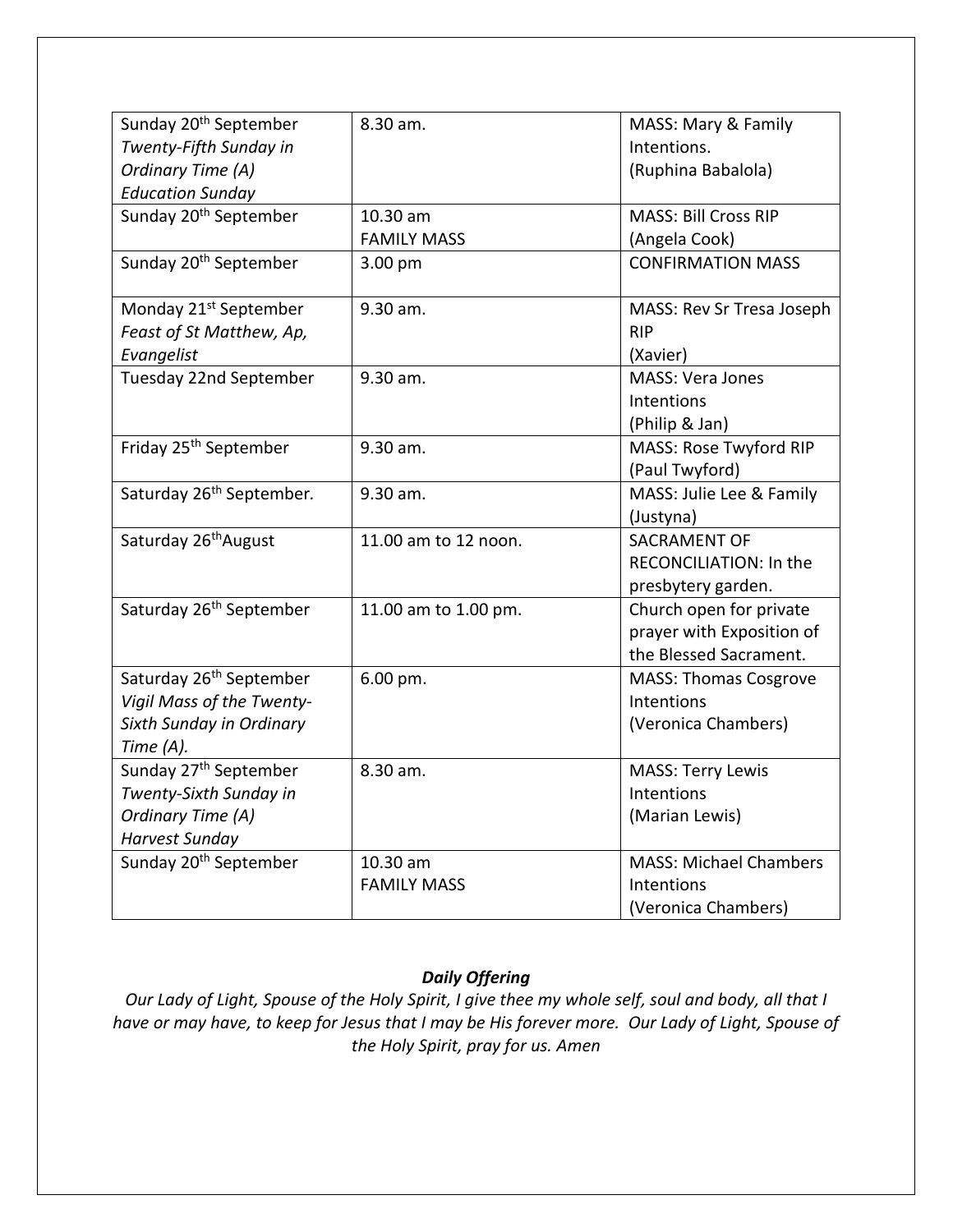| | | |
|---|---|---|
| Sunday 20th September<br>*Twenty-Fifth Sunday in Ordinary Time (A)*<br>*Education Sunday* | 8.30 am. | MASS: Mary & Family Intentions.<br>(Ruphina Babalola) |
| Sunday 20th September | 10.30 am<br>FAMILY MASS | MASS: Bill Cross RIP<br>(Angela Cook) |
| Sunday 20th September | 3.00 pm | CONFIRMATION MASS |
| Monday 21st September<br>*Feast of St Matthew, Ap, Evangelist* | 9.30 am. | MASS: Rev Sr Tresa Joseph RIP<br>(Xavier) |
| Tuesday 22nd September | 9.30 am. | MASS: Vera Jones Intentions<br>(Philip & Jan) |
| Friday 25th September | 9.30 am. | MASS: Rose Twyford RIP<br>(Paul Twyford) |
| Saturday 26th September. | 9.30 am. | MASS: Julie Lee & Family<br>(Justyna) |
| Saturday 26thAugust | 11.00 am to 12 noon. | SACRAMENT OF RECONCILIATION: In the presbytery garden. |
| Saturday 26th September | 11.00 am to 1.00 pm. | Church open for private prayer with Exposition of the Blessed Sacrament. |
| Saturday 26th September<br>*Vigil Mass of the Twenty-Sixth Sunday in Ordinary Time (A).* | 6.00 pm. | MASS: Thomas Cosgrove Intentions<br>(Veronica Chambers) |
| Sunday 27th September<br>*Twenty-Sixth Sunday in Ordinary Time (A)*<br>*Harvest Sunday* | 8.30 am. | MASS: Terry Lewis Intentions<br>(Marian Lewis) |
| Sunday 20th September | 10.30 am<br>FAMILY MASS | MASS: Michael Chambers Intentions<br>(Veronica Chambers) |

***Daily Offering***

*Our Lady of Light, Spouse of the Holy Spirit, I give thee my whole self, soul and body, all that I have or may have, to keep for Jesus that I may be His forever more. Our Lady of Light, Spouse of the Holy Spirit, pray for us. Amen*